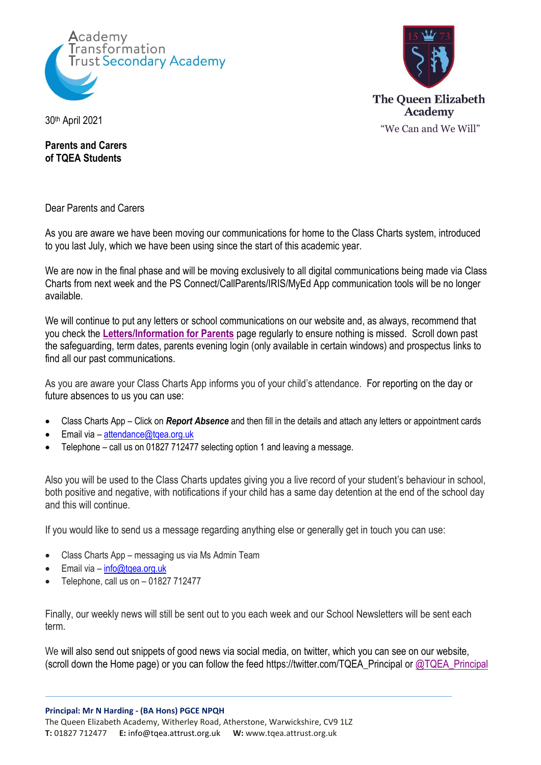Academy Transformation Trust Secondary Academy

The Queen Elizabeth Academy
"We Can and We Will"

30th April 2021

**Parents and Carers**
**of TQEA Students**

Dear Parents and Carers

As you are aware we have been moving our communications for home to the Class Charts system, introduced to you last July, which we have been using since the start of this academic year.

We are now in the final phase and will be moving exclusively to all digital communications being made via Class Charts from next week and the PS Connect/CallParents/IRIS/MyEd App communication tools will be no longer available.

We will continue to put any letters or school communications on our website and, as always, recommend that you check the **Letters/Information for Parents** page regularly to ensure nothing is missed. Scroll down past the safeguarding, term dates, parents evening login (only available in certain windows) and prospectus links to find all our past communications.

As you are aware your Class Charts App informs you of your child's attendance. For reporting on the day or future absences to us you can use:

- Class Charts App – Click on ***Report Absence*** and then fill in the details and attach any letters or appointment cards
- Email via – attendance@tqea.org.uk
- Telephone – call us on 01827 712477 selecting option 1 and leaving a message.

Also you will be used to the Class Charts updates giving you a live record of your student's behaviour in school, both positive and negative, with notifications if your child has a same day detention at the end of the school day and this will continue.

If you would like to send us a message regarding anything else or generally get in touch you can use:

- Class Charts App – messaging us via Ms Admin Team
- Email via – info@tqea.org.uk
- Telephone, call us on – 01827 712477

Finally, our weekly news will still be sent out to you each week and our School Newsletters will be sent each term.

We will also send out snippets of good news via social media, on twitter, which you can see on our website, (scroll down the Home page) or you can follow the feed https://twitter.com/TQEA_Principal or @TQEA_Principal

**Principal: Mr N Harding - (BA Hons) PGCE NPQH**
The Queen Elizabeth Academy, Witherley Road, Atherstone, Warwickshire, CV9 1LZ
**T:** 01827 712477 **E:** info@tqea.attrust.org.uk **W:** www.tqea.attrust.org.uk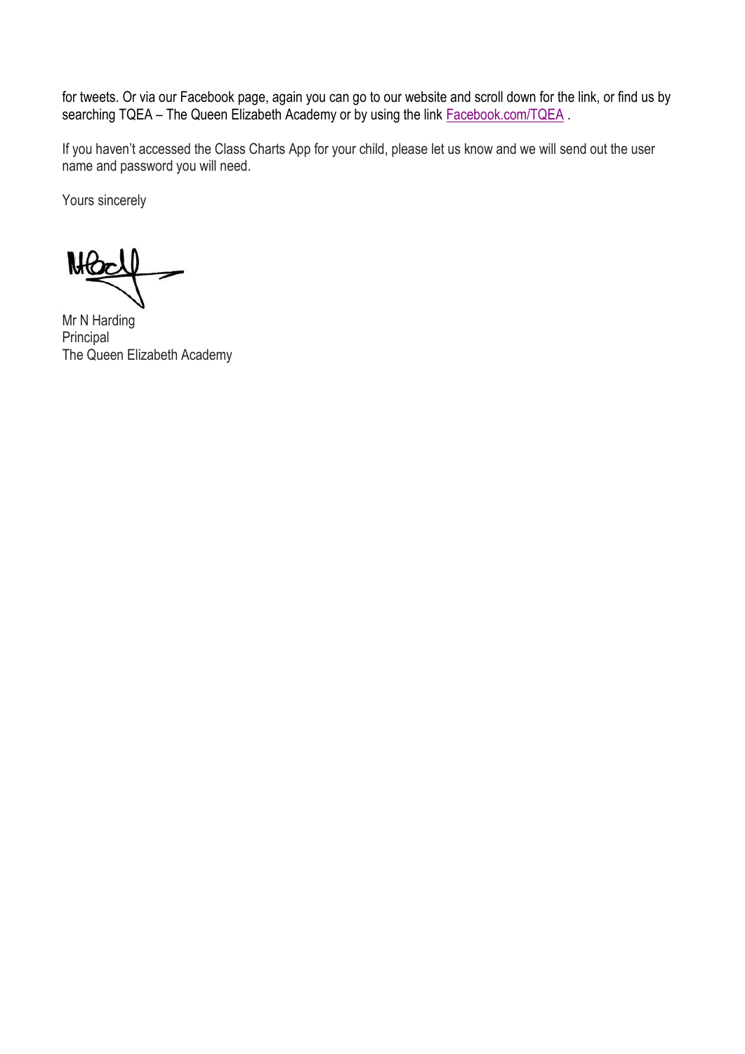for tweets. Or via our Facebook page, again you can go to our website and scroll down for the link, or find us by searching TQEA – The Queen Elizabeth Academy or by using the link Facebook.com/TQEA .

If you haven't accessed the Class Charts App for your child, please let us know and we will send out the user name and password you will need.

Yours sincerely

Mr N Harding
Principal
The Queen Elizabeth Academy